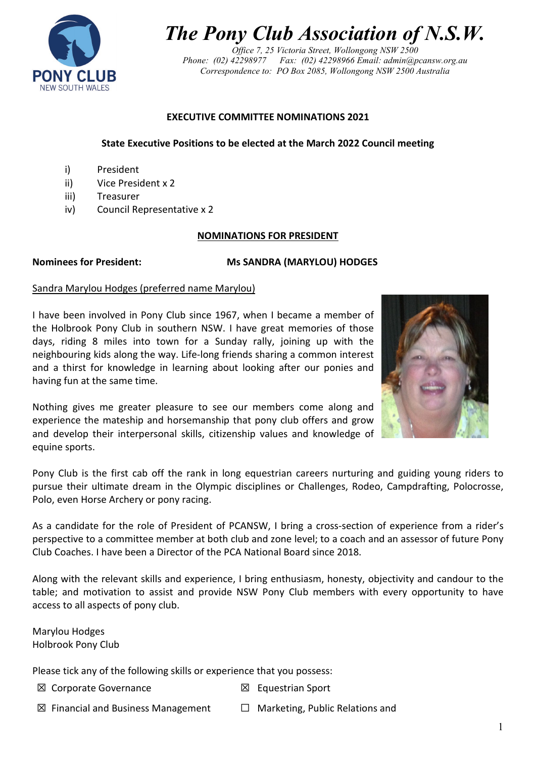# The Pony Club Association of N.S.W.

*Office 7, 25 Victoria Street, Wollongong NSW 2500*
*Phone: (02) 42298977 Fax: (02) 42298966 Email: admin@pcansw.org.au*
*Correspondence to: PO Box 2085, Wollongong NSW 2500 Australia*

**EXECUTIVE COMMITTEE NOMINATIONS 2021**

**State Executive Positions to be elected at the March 2022 Council meeting**

i) President
ii) Vice President x 2
iii) Treasurer
iv) Council Representative x 2

## NOMINATIONS FOR PRESIDENT

**Nominees for President:** **Ms SANDRA (MARYLOU) HODGES**

Sandra Marylou Hodges (preferred name Marylou)

I have been involved in Pony Club since 1967, when I became a member of the Holbrook Pony Club in southern NSW. I have great memories of those days, riding 8 miles into town for a Sunday rally, joining up with the neighbouring kids along the way. Life-long friends sharing a common interest and a thirst for knowledge in learning about looking after our ponies and having fun at the same time.

Nothing gives me greater pleasure to see our members come along and experience the mateship and horsemanship that pony club offers and grow and develop their interpersonal skills, citizenship values and knowledge of equine sports.

Pony Club is the first cab off the rank in long equestrian careers nurturing and guiding young riders to pursue their ultimate dream in the Olympic disciplines or Challenges, Rodeo, Campdrafting, Polocrosse, Polo, even Horse Archery or pony racing.

As a candidate for the role of President of PCANSW, I bring a cross-section of experience from a rider's perspective to a committee member at both club and zone level; to a coach and an assessor of future Pony Club Coaches. I have been a Director of the PCA National Board since 2018.

Along with the relevant skills and experience, I bring enthusiasm, honesty, objectivity and candour to the table; and motivation to assist and provide NSW Pony Club members with every opportunity to have access to all aspects of pony club.

Marylou Hodges
Holbrook Pony Club

Please tick any of the following skills or experience that you possess:

☒ Corporate Governance ☒ Equestrian Sport

☒ Financial and Business Management ☐ Marketing, Public Relations and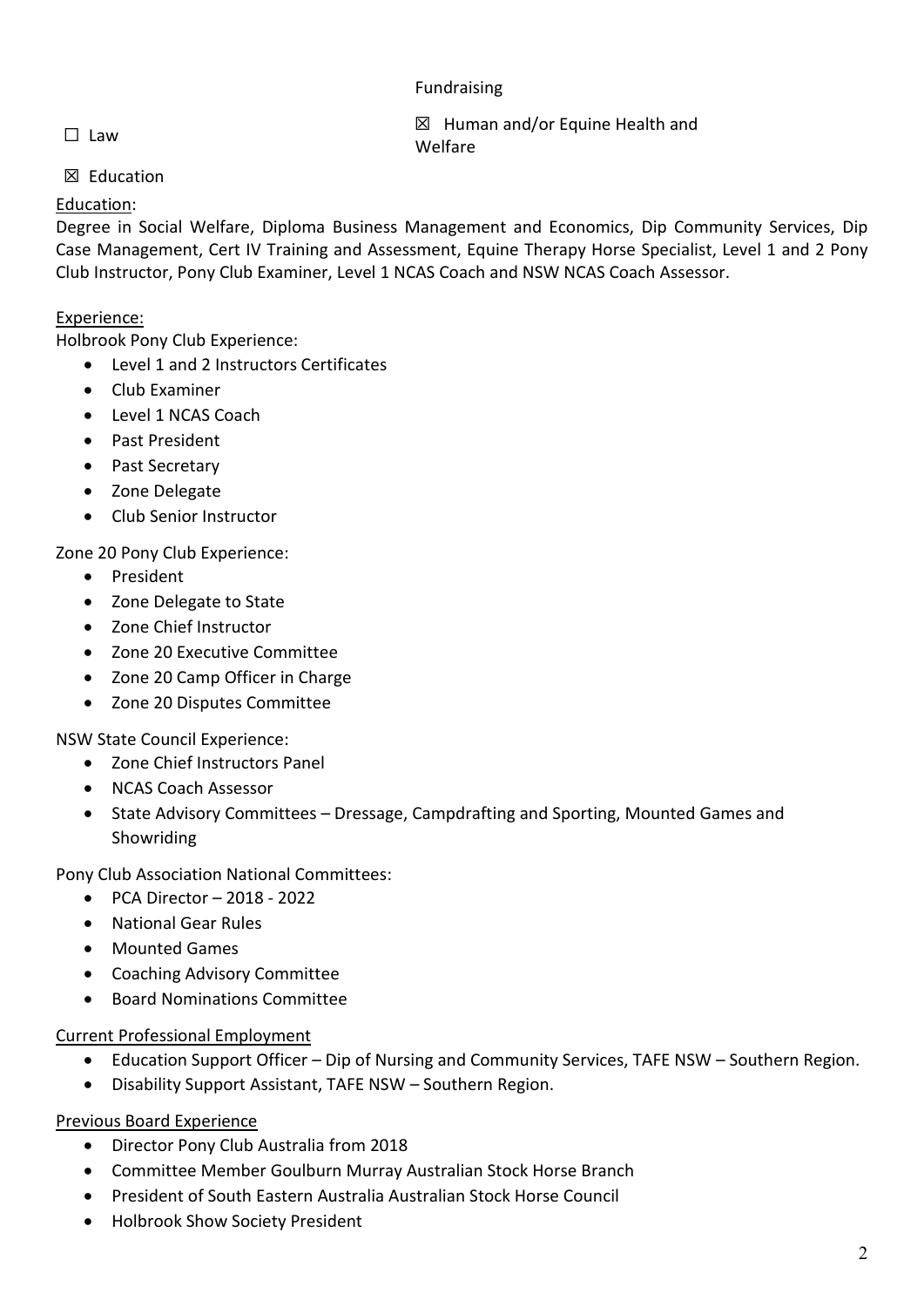Fundraising

☐ Law

☒ Human and/or Equine Health and Welfare

☒ Education

<u>Education</u>:

Degree in Social Welfare, Diploma Business Management and Economics, Dip Community Services, Dip Case Management, Cert IV Training and Assessment, Equine Therapy Horse Specialist, Level 1 and 2 Pony Club Instructor, Pony Club Examiner, Level 1 NCAS Coach and NSW NCAS Coach Assessor.

<u>Experience:</u>

Holbrook Pony Club Experience:

- Level 1 and 2 Instructors Certificates
- Club Examiner
- Level 1 NCAS Coach
- Past President
- Past Secretary
- Zone Delegate
- Club Senior Instructor

Zone 20 Pony Club Experience:

- President
- Zone Delegate to State
- Zone Chief Instructor
- Zone 20 Executive Committee
- Zone 20 Camp Officer in Charge
- Zone 20 Disputes Committee

NSW State Council Experience:

- Zone Chief Instructors Panel
- NCAS Coach Assessor
- State Advisory Committees – Dressage, Campdrafting and Sporting, Mounted Games and Showriding

Pony Club Association National Committees:

- PCA Director – 2018 - 2022
- National Gear Rules
- Mounted Games
- Coaching Advisory Committee
- Board Nominations Committee

<u>Current Professional Employment</u>

- Education Support Officer – Dip of Nursing and Community Services, TAFE NSW – Southern Region.
- Disability Support Assistant, TAFE NSW – Southern Region.

<u>Previous Board Experience</u>

- Director Pony Club Australia from 2018
- Committee Member Goulburn Murray Australian Stock Horse Branch
- President of South Eastern Australia Australian Stock Horse Council
- Holbrook Show Society President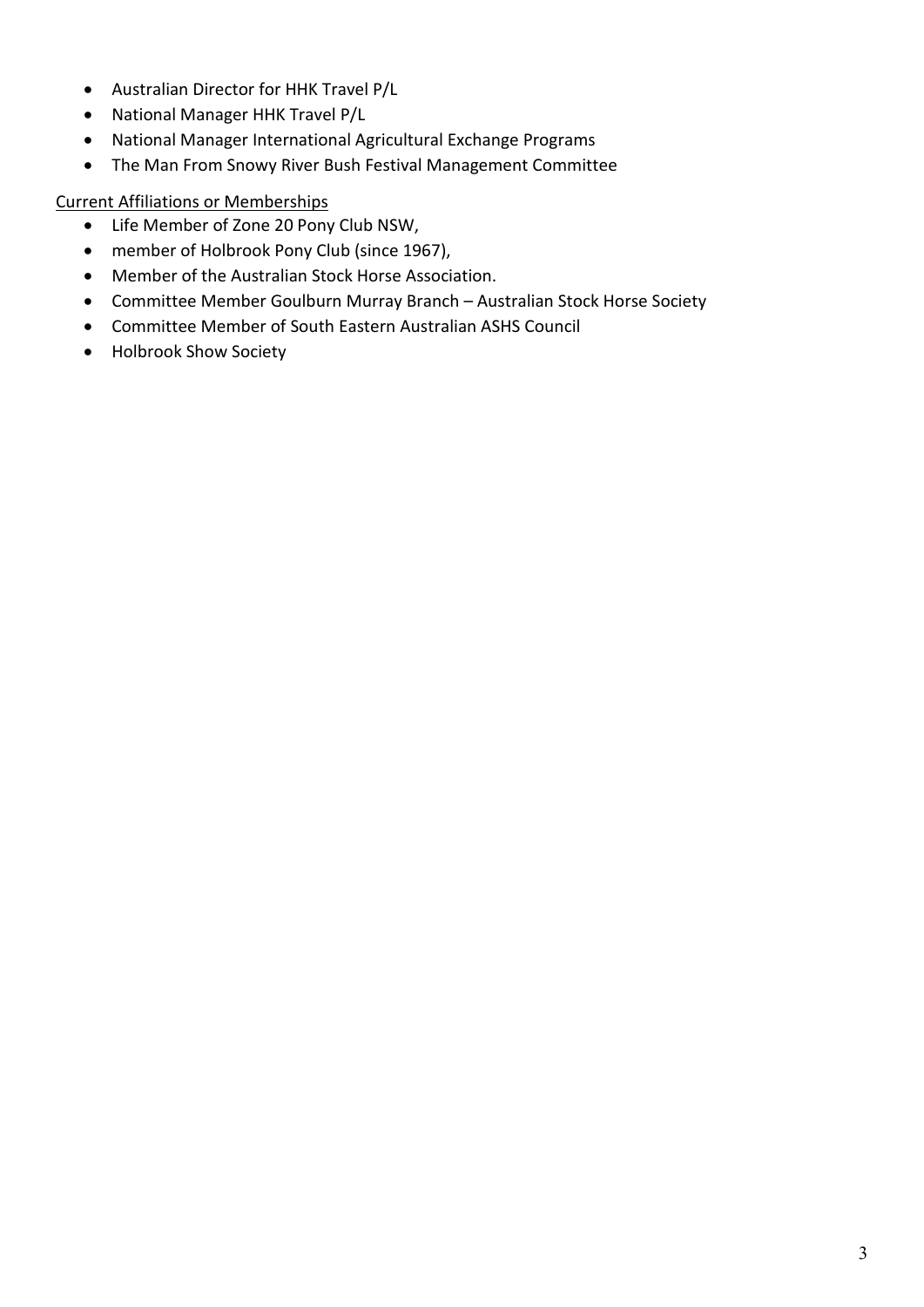- Australian Director for HHK Travel P/L
- National Manager HHK Travel P/L
- National Manager International Agricultural Exchange Programs
- The Man From Snowy River Bush Festival Management Committee

Current Affiliations or Memberships

- Life Member of Zone 20 Pony Club NSW,
- member of Holbrook Pony Club (since 1967),
- Member of the Australian Stock Horse Association.
- Committee Member Goulburn Murray Branch – Australian Stock Horse Society
- Committee Member of South Eastern Australian ASHS Council
- Holbrook Show Society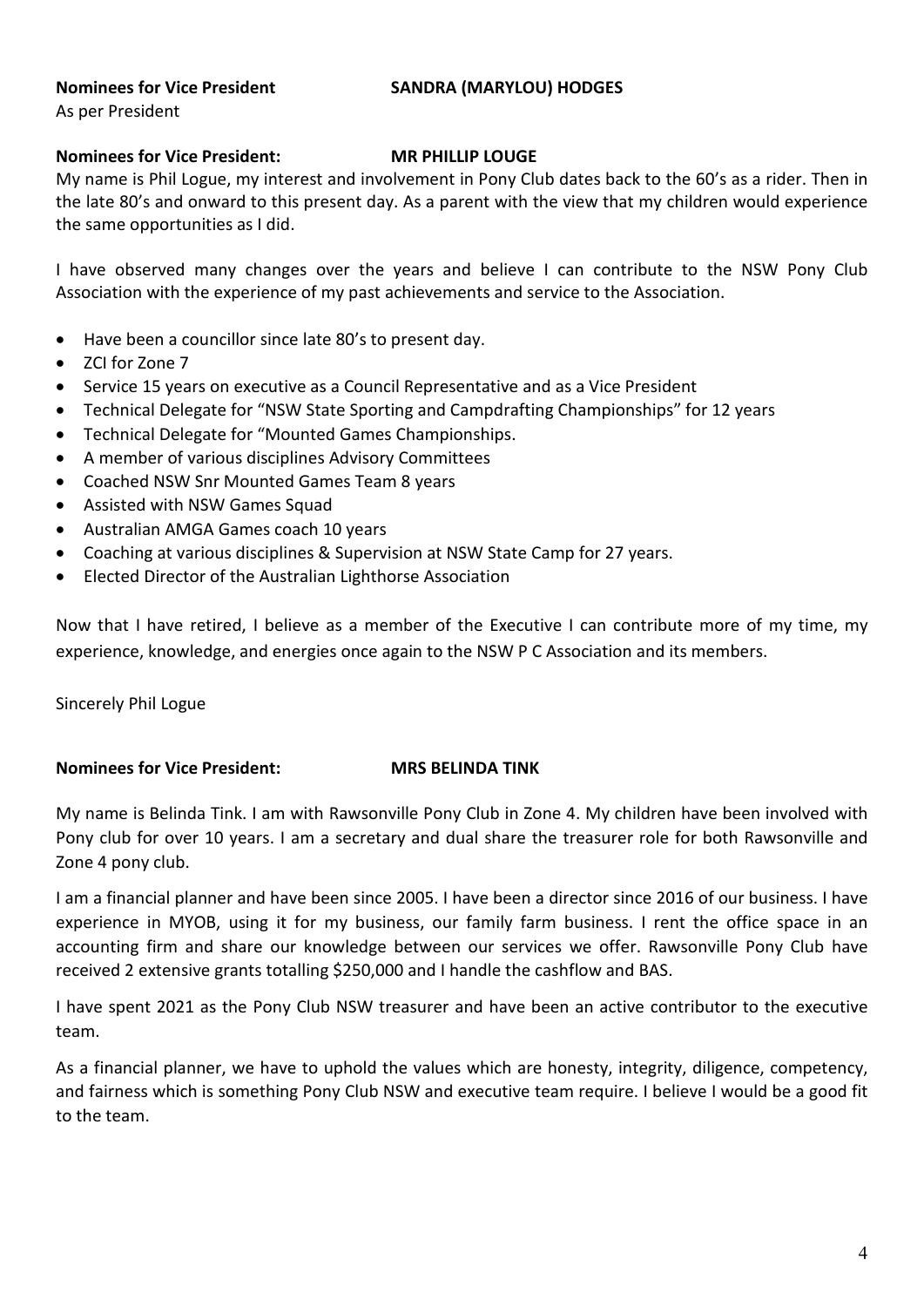**Nominees for Vice President** **SANDRA (MARYLOU) HODGES**

As per President

**Nominees for Vice President:** **MR PHILLIP LOUGE**

My name is Phil Logue, my interest and involvement in Pony Club dates back to the 60's as a rider. Then in the late 80's and onward to this present day. As a parent with the view that my children would experience the same opportunities as I did.

I have observed many changes over the years and believe I can contribute to the NSW Pony Club Association with the experience of my past achievements and service to the Association.

- Have been a councillor since late 80's to present day.
- ZCI for Zone 7
- Service 15 years on executive as a Council Representative and as a Vice President
- Technical Delegate for "NSW State Sporting and Campdrafting Championships" for 12 years
- Technical Delegate for "Mounted Games Championships.
- A member of various disciplines Advisory Committees
- Coached NSW Snr Mounted Games Team 8 years
- Assisted with NSW Games Squad
- Australian AMGA Games coach 10 years
- Coaching at various disciplines & Supervision at NSW State Camp for 27 years.
- Elected Director of the Australian Lighthorse Association

Now that I have retired, I believe as a member of the Executive I can contribute more of my time, my experience, knowledge, and energies once again to the NSW P C Association and its members.

Sincerely Phil Logue

**Nominees for Vice President:** **MRS BELINDA TINK**

My name is Belinda Tink. I am with Rawsonville Pony Club in Zone 4. My children have been involved with Pony club for over 10 years. I am a secretary and dual share the treasurer role for both Rawsonville and Zone 4 pony club.

I am a financial planner and have been since 2005. I have been a director since 2016 of our business. I have experience in MYOB, using it for my business, our family farm business. I rent the office space in an accounting firm and share our knowledge between our services we offer. Rawsonville Pony Club have received 2 extensive grants totalling $250,000 and I handle the cashflow and BAS.

I have spent 2021 as the Pony Club NSW treasurer and have been an active contributor to the executive team.

As a financial planner, we have to uphold the values which are honesty, integrity, diligence, competency, and fairness which is something Pony Club NSW and executive team require. I believe I would be a good fit to the team.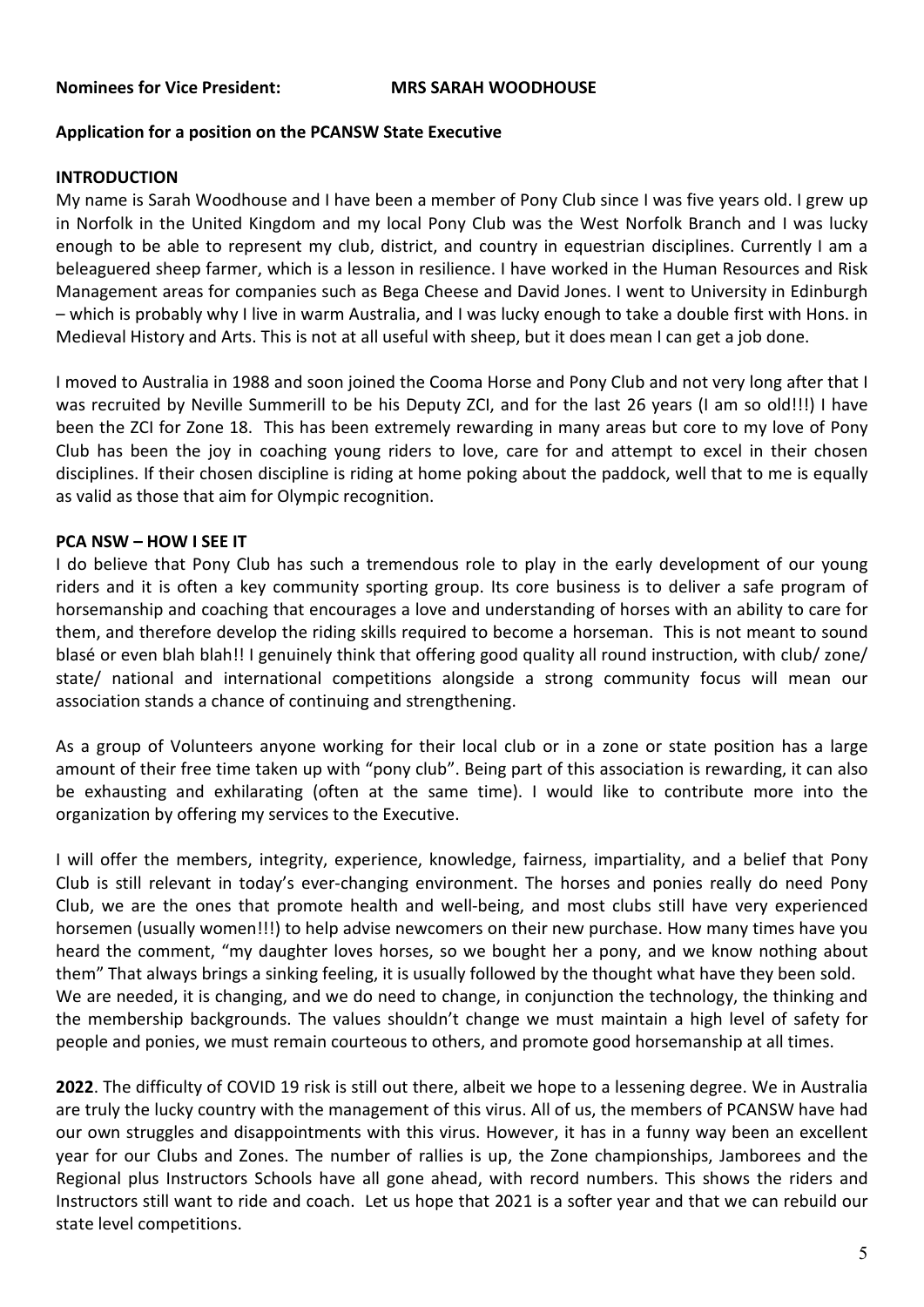**Nominees for Vice President: MRS SARAH WOODHOUSE**

**Application for a position on the PCANSW State Executive**

**INTRODUCTION**

My name is Sarah Woodhouse and I have been a member of Pony Club since I was five years old. I grew up in Norfolk in the United Kingdom and my local Pony Club was the West Norfolk Branch and I was lucky enough to be able to represent my club, district, and country in equestrian disciplines. Currently I am a beleaguered sheep farmer, which is a lesson in resilience. I have worked in the Human Resources and Risk Management areas for companies such as Bega Cheese and David Jones. I went to University in Edinburgh – which is probably why I live in warm Australia, and I was lucky enough to take a double first with Hons. in Medieval History and Arts. This is not at all useful with sheep, but it does mean I can get a job done.

I moved to Australia in 1988 and soon joined the Cooma Horse and Pony Club and not very long after that I was recruited by Neville Summerill to be his Deputy ZCI, and for the last 26 years (I am so old!!!) I have been the ZCI for Zone 18. This has been extremely rewarding in many areas but core to my love of Pony Club has been the joy in coaching young riders to love, care for and attempt to excel in their chosen disciplines. If their chosen discipline is riding at home poking about the paddock, well that to me is equally as valid as those that aim for Olympic recognition.

**PCA NSW – HOW I SEE IT**

I do believe that Pony Club has such a tremendous role to play in the early development of our young riders and it is often a key community sporting group. Its core business is to deliver a safe program of horsemanship and coaching that encourages a love and understanding of horses with an ability to care for them, and therefore develop the riding skills required to become a horseman. This is not meant to sound blasé or even blah blah!! I genuinely think that offering good quality all round instruction, with club/ zone/ state/ national and international competitions alongside a strong community focus will mean our association stands a chance of continuing and strengthening.

As a group of Volunteers anyone working for their local club or in a zone or state position has a large amount of their free time taken up with "pony club". Being part of this association is rewarding, it can also be exhausting and exhilarating (often at the same time). I would like to contribute more into the organization by offering my services to the Executive.

I will offer the members, integrity, experience, knowledge, fairness, impartiality, and a belief that Pony Club is still relevant in today's ever-changing environment. The horses and ponies really do need Pony Club, we are the ones that promote health and well-being, and most clubs still have very experienced horsemen (usually women!!!) to help advise newcomers on their new purchase. How many times have you heard the comment, "my daughter loves horses, so we bought her a pony, and we know nothing about them" That always brings a sinking feeling, it is usually followed by the thought what have they been sold.
We are needed, it is changing, and we do need to change, in conjunction the technology, the thinking and the membership backgrounds. The values shouldn't change we must maintain a high level of safety for people and ponies, we must remain courteous to others, and promote good horsemanship at all times.

**2022**. The difficulty of COVID 19 risk is still out there, albeit we hope to a lessening degree. We in Australia are truly the lucky country with the management of this virus. All of us, the members of PCANSW have had our own struggles and disappointments with this virus. However, it has in a funny way been an excellent year for our Clubs and Zones. The number of rallies is up, the Zone championships, Jamborees and the Regional plus Instructors Schools have all gone ahead, with record numbers. This shows the riders and Instructors still want to ride and coach. Let us hope that 2021 is a softer year and that we can rebuild our state level competitions.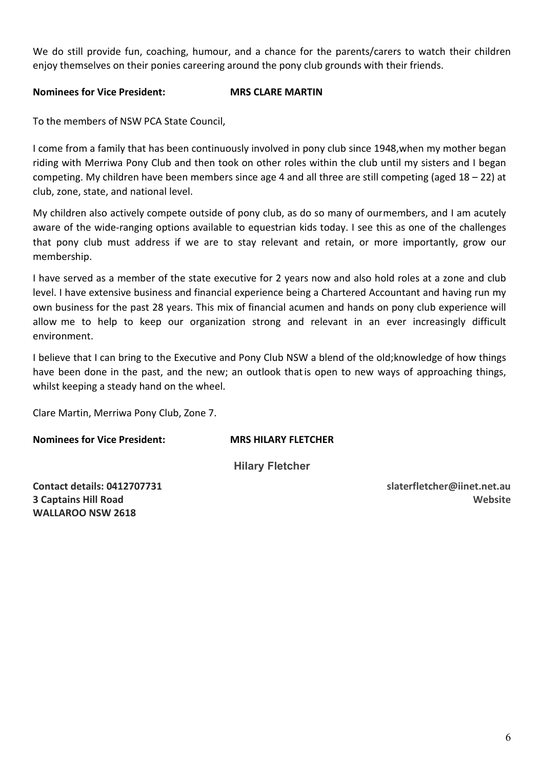We do still provide fun, coaching, humour, and a chance for the parents/carers to watch their children enjoy themselves on their ponies careering around the pony club grounds with their friends.

**Nominees for Vice President:** **MRS CLARE MARTIN**

To the members of NSW PCA State Council,

I come from a family that has been continuously involved in pony club since 1948,when my mother began riding with Merriwa Pony Club and then took on other roles within the club until my sisters and I began competing. My children have been members since age 4 and all three are still competing (aged 18 – 22) at club, zone, state, and national level.

My children also actively compete outside of pony club, as do so many of ourmembers, and I am acutely aware of the wide-ranging options available to equestrian kids today. I see this as one of the challenges that pony club must address if we are to stay relevant and retain, or more importantly, grow our membership.

I have served as a member of the state executive for 2 years now and also hold roles at a zone and club level. I have extensive business and financial experience being a Chartered Accountant and having run my own business for the past 28 years. This mix of financial acumen and hands on pony club experience will allow me to help to keep our organization strong and relevant in an ever increasingly difficult environment.

I believe that I can bring to the Executive and Pony Club NSW a blend of the old;knowledge of how things have been done in the past, and the new; an outlook thatis open to new ways of approaching things, whilst keeping a steady hand on the wheel.

Clare Martin, Merriwa Pony Club, Zone 7.

**Nominees for Vice President:** **MRS HILARY FLETCHER**

**Hilary Fletcher**

**Contact details: 0412707731**
**3 Captains Hill Road**
**WALLAROO NSW 2618**

**slaterfletcher@iinet.net.au**
**Website**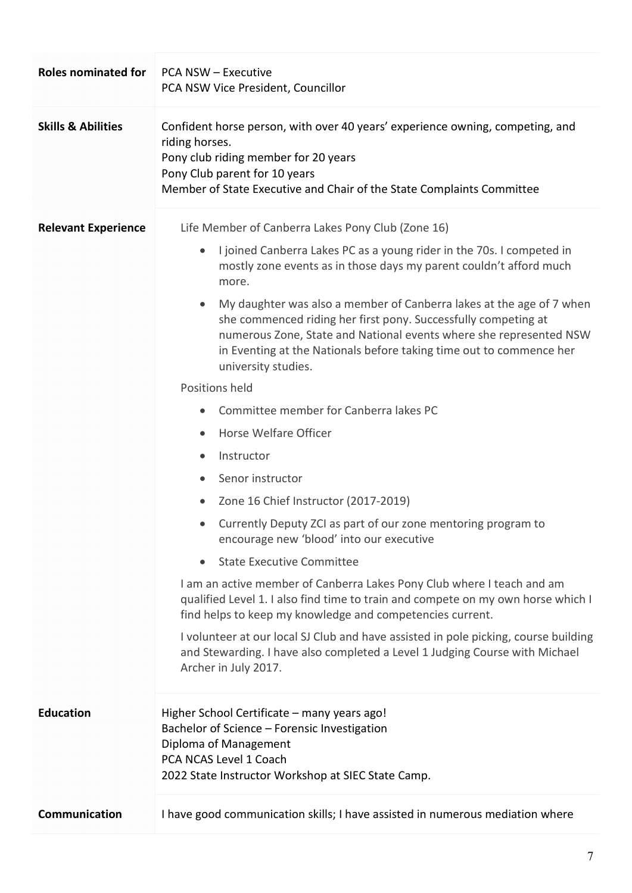| | |
|---|---|
| **Roles nominated for** | PCA NSW – Executive<br>PCA NSW Vice President, Councillor |
| **Skills & Abilities** | Confident horse person, with over 40 years' experience owning, competing, and riding horses.<br>Pony club riding member for 20 years<br>Pony Club parent for 10 years<br>Member of State Executive and Chair of the State Complaints Committee |
| **Relevant Experience** | Life Member of Canberra Lakes Pony Club (Zone 16)<br>• I joined Canberra Lakes PC as a young rider in the 70s. I competed in mostly zone events as in those days my parent couldn't afford much more.<br>• My daughter was also a member of Canberra lakes at the age of 7 when she commenced riding her first pony. Successfully competing at numerous Zone, State and National events where she represented NSW in Eventing at the Nationals before taking time out to commence her university studies.<br>Positions held<br>• Committee member for Canberra lakes PC<br>• Horse Welfare Officer<br>• Instructor<br>• Senor instructor<br>• Zone 16 Chief Instructor (2017-2019)<br>• Currently Deputy ZCI as part of our zone mentoring program to encourage new 'blood' into our executive<br>• State Executive Committee<br>I am an active member of Canberra Lakes Pony Club where I teach and am qualified Level 1. I also find time to train and compete on my own horse which I find helps to keep my knowledge and competencies current.<br>I volunteer at our local SJ Club and have assisted in pole picking, course building and Stewarding. I have also completed a Level 1 Judging Course with Michael Archer in July 2017. |
| **Education** | Higher School Certificate – many years ago!<br>Bachelor of Science – Forensic Investigation<br>Diploma of Management<br>PCA NCAS Level 1 Coach<br>2022 State Instructor Workshop at SIEC State Camp. |
| **Communication** | I have good communication skills; I have assisted in numerous mediation where |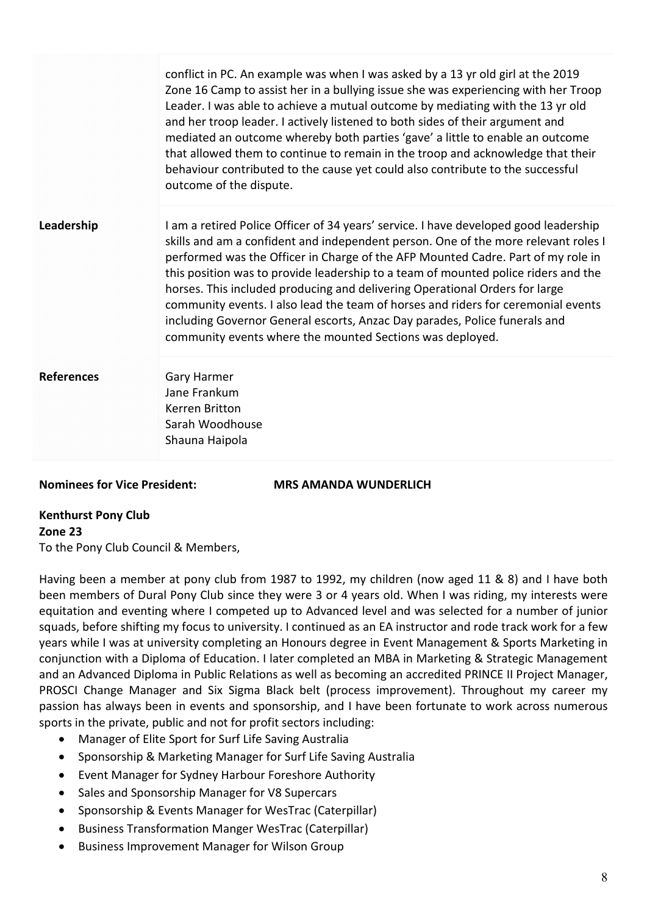| | |
|---|---|
| | conflict in PC. An example was when I was asked by a 13 yr old girl at the 2019 Zone 16 Camp to assist her in a bullying issue she was experiencing with her Troop Leader. I was able to achieve a mutual outcome by mediating with the 13 yr old and her troop leader. I actively listened to both sides of their argument and mediated an outcome whereby both parties 'gave' a little to enable an outcome that allowed them to continue to remain in the troop and acknowledge that their behaviour contributed to the cause yet could also contribute to the successful outcome of the dispute. |
| **Leadership** | I am a retired Police Officer of 34 years' service. I have developed good leadership skills and am a confident and independent person. One of the more relevant roles I performed was the Officer in Charge of the AFP Mounted Cadre. Part of my role in this position was to provide leadership to a team of mounted police riders and the horses. This included producing and delivering Operational Orders for large community events. I also lead the team of horses and riders for ceremonial events including Governor General escorts, Anzac Day parades, Police funerals and community events where the mounted Sections was deployed. |
| **References** | Gary Harmer<br>Jane Frankum<br>Kerren Britton<br>Sarah Woodhouse<br>Shauna Haipola |

**Nominees for Vice President:** **MRS AMANDA WUNDERLICH**

**Kenthurst Pony Club**
**Zone 23**
To the Pony Club Council & Members,

Having been a member at pony club from 1987 to 1992, my children (now aged 11 & 8) and I have both been members of Dural Pony Club since they were 3 or 4 years old. When I was riding, my interests were equitation and eventing where I competed up to Advanced level and was selected for a number of junior squads, before shifting my focus to university. I continued as an EA instructor and rode track work for a few years while I was at university completing an Honours degree in Event Management & Sports Marketing in conjunction with a Diploma of Education. I later completed an MBA in Marketing & Strategic Management and an Advanced Diploma in Public Relations as well as becoming an accredited PRINCE II Project Manager, PROSCI Change Manager and Six Sigma Black belt (process improvement). Throughout my career my passion has always been in events and sponsorship, and I have been fortunate to work across numerous sports in the private, public and not for profit sectors including:

- Manager of Elite Sport for Surf Life Saving Australia
- Sponsorship & Marketing Manager for Surf Life Saving Australia
- Event Manager for Sydney Harbour Foreshore Authority
- Sales and Sponsorship Manager for V8 Supercars
- Sponsorship & Events Manager for WesTrac (Caterpillar)
- Business Transformation Manger WesTrac (Caterpillar)
- Business Improvement Manager for Wilson Group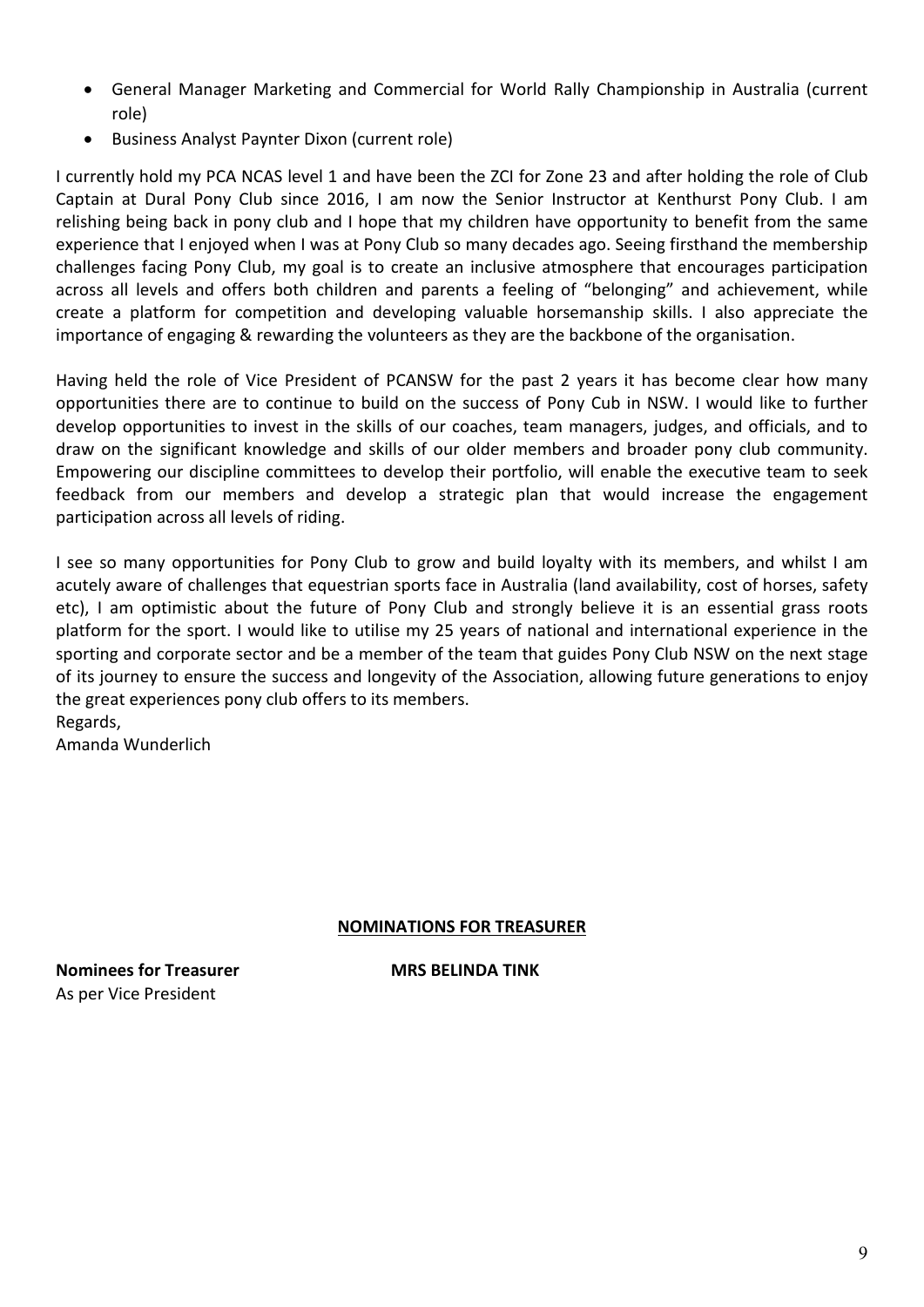- General Manager Marketing and Commercial for World Rally Championship in Australia (current role)
- Business Analyst Paynter Dixon (current role)

I currently hold my PCA NCAS level 1 and have been the ZCI for Zone 23 and after holding the role of Club Captain at Dural Pony Club since 2016, I am now the Senior Instructor at Kenthurst Pony Club. I am relishing being back in pony club and I hope that my children have opportunity to benefit from the same experience that I enjoyed when I was at Pony Club so many decades ago. Seeing firsthand the membership challenges facing Pony Club, my goal is to create an inclusive atmosphere that encourages participation across all levels and offers both children and parents a feeling of "belonging" and achievement, while create a platform for competition and developing valuable horsemanship skills. I also appreciate the importance of engaging & rewarding the volunteers as they are the backbone of the organisation.

Having held the role of Vice President of PCANSW for the past 2 years it has become clear how many opportunities there are to continue to build on the success of Pony Cub in NSW. I would like to further develop opportunities to invest in the skills of our coaches, team managers, judges, and officials, and to draw on the significant knowledge and skills of our older members and broader pony club community. Empowering our discipline committees to develop their portfolio, will enable the executive team to seek feedback from our members and develop a strategic plan that would increase the engagement participation across all levels of riding.

I see so many opportunities for Pony Club to grow and build loyalty with its members, and whilst I am acutely aware of challenges that equestrian sports face in Australia (land availability, cost of horses, safety etc), I am optimistic about the future of Pony Club and strongly believe it is an essential grass roots platform for the sport. I would like to utilise my 25 years of national and international experience in the sporting and corporate sector and be a member of the team that guides Pony Club NSW on the next stage of its journey to ensure the success and longevity of the Association, allowing future generations to enjoy the great experiences pony club offers to its members.
Regards,
Amanda Wunderlich

**NOMINATIONS FOR TREASURER**

**Nominees for Treasurer** **MRS BELINDA TINK**
As per Vice President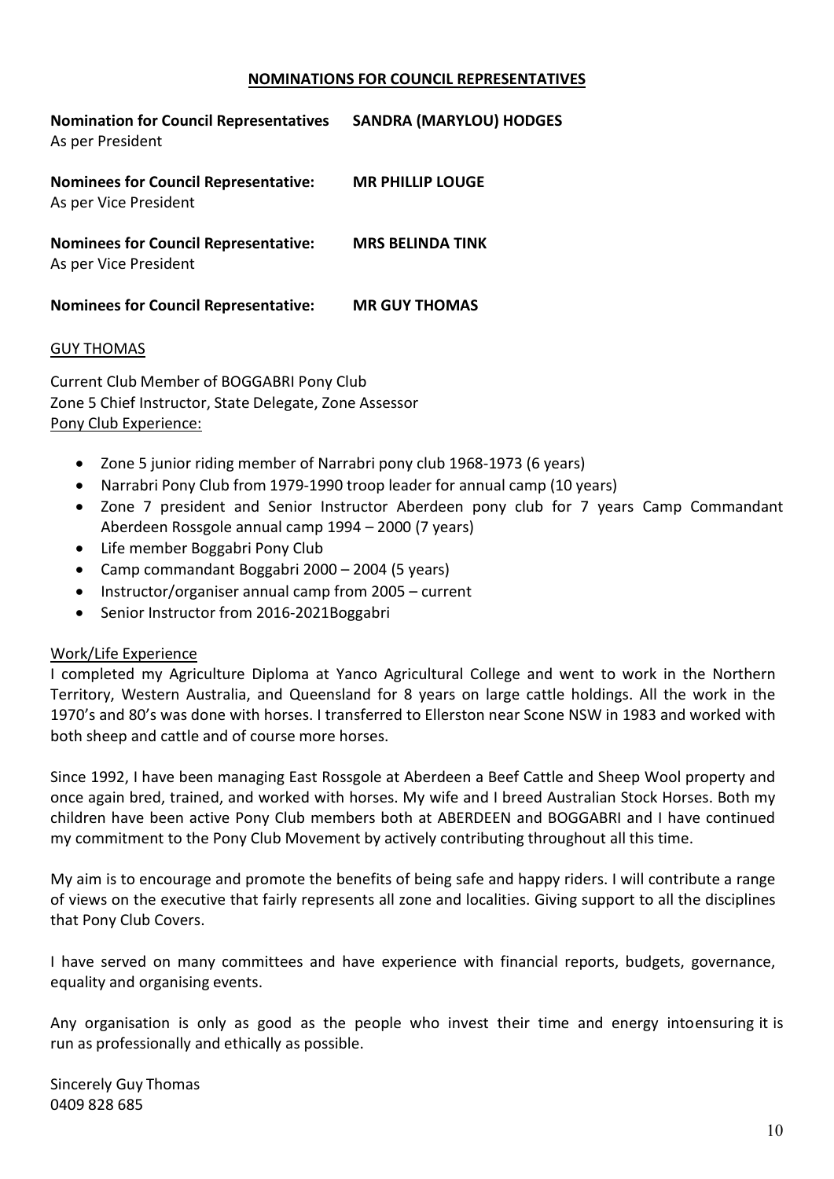## NOMINATIONS FOR COUNCIL REPRESENTATIVES

**Nomination for Council Representatives** **SANDRA (MARYLOU) HODGES**
As per President

**Nominees for Council Representative:** **MR PHILLIP LOUGE**
As per Vice President

**Nominees for Council Representative:** **MRS BELINDA TINK**
As per Vice President

**Nominees for Council Representative:** **MR GUY THOMAS**

GUY THOMAS

Current Club Member of BOGGABRI Pony Club
Zone 5 Chief Instructor, State Delegate, Zone Assessor
Pony Club Experience:

- Zone 5 junior riding member of Narrabri pony club 1968-1973 (6 years)
- Narrabri Pony Club from 1979-1990 troop leader for annual camp (10 years)
- Zone 7 president and Senior Instructor Aberdeen pony club for 7 years Camp Commandant Aberdeen Rossgole annual camp 1994 – 2000 (7 years)
- Life member Boggabri Pony Club
- Camp commandant Boggabri 2000 – 2004 (5 years)
- Instructor/organiser annual camp from 2005 – current
- Senior Instructor from 2016-2021Boggabri

Work/Life Experience

I completed my Agriculture Diploma at Yanco Agricultural College and went to work in the Northern Territory, Western Australia, and Queensland for 8 years on large cattle holdings. All the work in the 1970's and 80's was done with horses. I transferred to Ellerston near Scone NSW in 1983 and worked with both sheep and cattle and of course more horses.

Since 1992, I have been managing East Rossgole at Aberdeen a Beef Cattle and Sheep Wool property and once again bred, trained, and worked with horses. My wife and I breed Australian Stock Horses. Both my children have been active Pony Club members both at ABERDEEN and BOGGABRI and I have continued my commitment to the Pony Club Movement by actively contributing throughout all this time.

My aim is to encourage and promote the benefits of being safe and happy riders. I will contribute a range of views on the executive that fairly represents all zone and localities. Giving support to all the disciplines that Pony Club Covers.

I have served on many committees and have experience with financial reports, budgets, governance, equality and organising events.

Any organisation is only as good as the people who invest their time and energy intoensuring it is run as professionally and ethically as possible.

Sincerely Guy Thomas
0409 828 685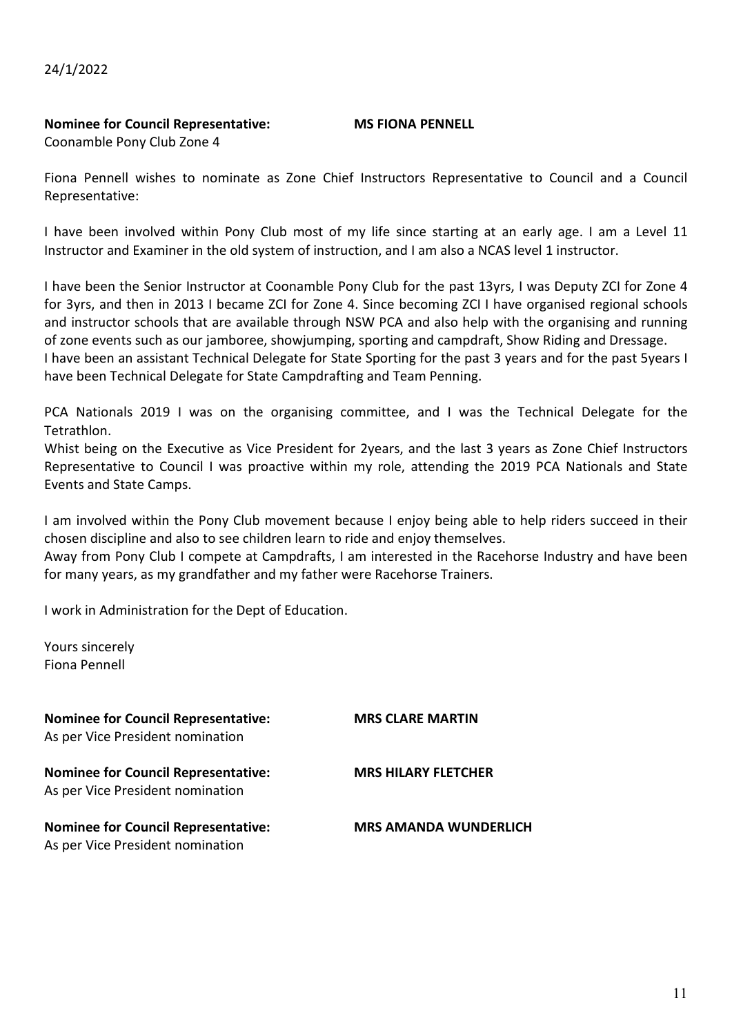24/1/2022

**Nominee for Council Representative:** **MS FIONA PENNELL**
Coonamble Pony Club Zone 4

Fiona Pennell wishes to nominate as Zone Chief Instructors Representative to Council and a Council Representative:

I have been involved within Pony Club most of my life since starting at an early age. I am a Level 11 Instructor and Examiner in the old system of instruction, and I am also a NCAS level 1 instructor.

I have been the Senior Instructor at Coonamble Pony Club for the past 13yrs, I was Deputy ZCI for Zone 4 for 3yrs, and then in 2013 I became ZCI for Zone 4. Since becoming ZCI I have organised regional schools and instructor schools that are available through NSW PCA and also help with the organising and running of zone events such as our jamboree, showjumping, sporting and campdraft, Show Riding and Dressage.
I have been an assistant Technical Delegate for State Sporting for the past 3 years and for the past 5years I have been Technical Delegate for State Campdrafting and Team Penning.

PCA Nationals 2019 I was on the organising committee, and I was the Technical Delegate for the Tetrathlon.
Whist being on the Executive as Vice President for 2years, and the last 3 years as Zone Chief Instructors Representative to Council I was proactive within my role, attending the 2019 PCA Nationals and State Events and State Camps.

I am involved within the Pony Club movement because I enjoy being able to help riders succeed in their chosen discipline and also to see children learn to ride and enjoy themselves.
Away from Pony Club I compete at Campdrafts, I am interested in the Racehorse Industry and have been for many years, as my grandfather and my father were Racehorse Trainers.

I work in Administration for the Dept of Education.

Yours sincerely
Fiona Pennell

**Nominee for Council Representative:** **MRS CLARE MARTIN**
As per Vice President nomination

**Nominee for Council Representative:** **MRS HILARY FLETCHER**
As per Vice President nomination

**Nominee for Council Representative:** **MRS AMANDA WUNDERLICH**
As per Vice President nomination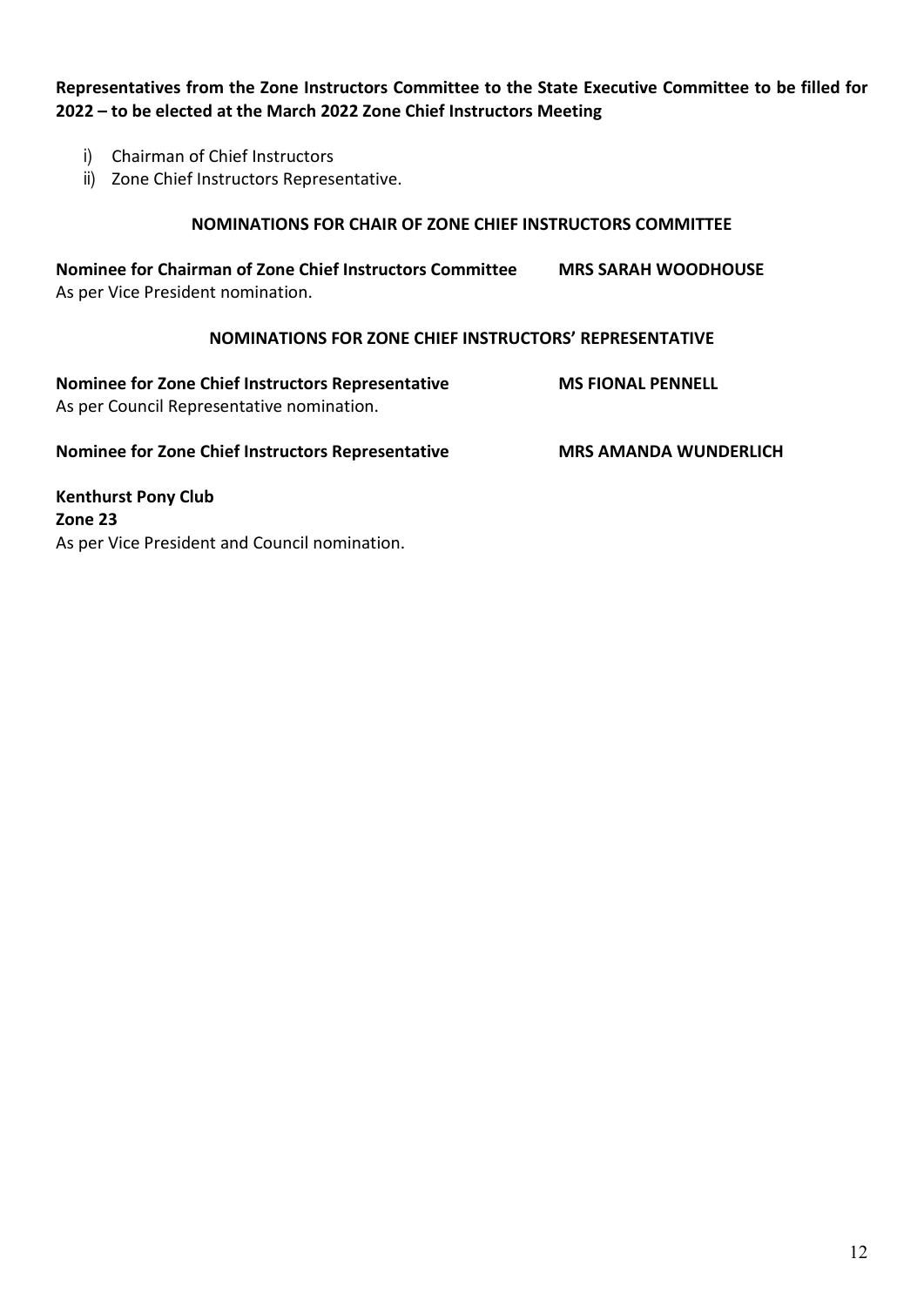**Representatives from the Zone Instructors Committee to the State Executive Committee to be filled for 2022 – to be elected at the March 2022 Zone Chief Instructors Meeting**

i) Chairman of Chief Instructors
ii) Zone Chief Instructors Representative.

### NOMINATIONS FOR CHAIR OF ZONE CHIEF INSTRUCTORS COMMITTEE

**Nominee for Chairman of Zone Chief Instructors Committee** **MRS SARAH WOODHOUSE**
As per Vice President nomination.

### NOMINATIONS FOR ZONE CHIEF INSTRUCTORS' REPRESENTATIVE

**Nominee for Zone Chief Instructors Representative** **MS FIONAL PENNELL**
As per Council Representative nomination.

**Nominee for Zone Chief Instructors Representative** **MRS AMANDA WUNDERLICH**

**Kenthurst Pony Club**
**Zone 23**
As per Vice President and Council nomination.